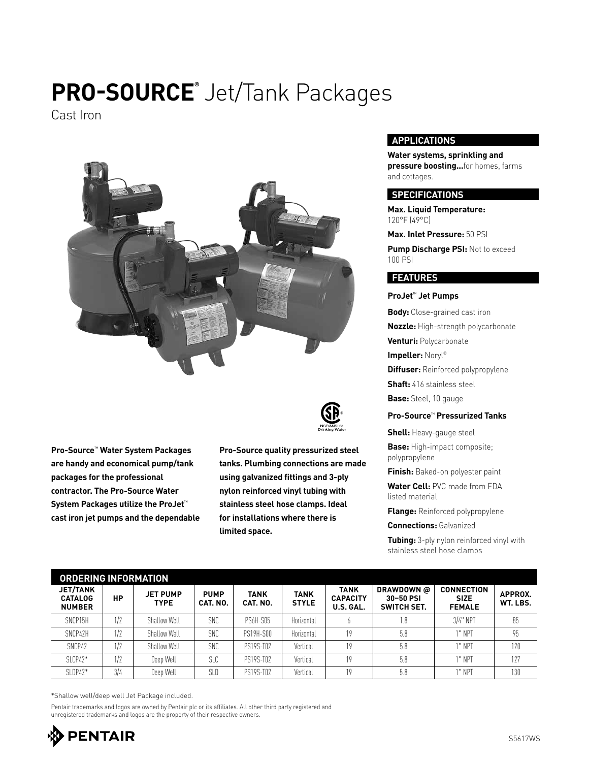# PRO-SOURCE® Jet/Tank Packages

Cast Iron

**Pro-Source™ Water System Packages are handy and economical pump/tank packages for the professional contractor. The Pro-Source Water System Packages utilize the ProJet™ cast iron jet pumps and the dependable Pro-Source quality pressurized steel tanks. Plumbing connections are made using galvanized fittings and 3-ply nylon reinforced vinyl tubing with stainless steel hose clamps. Ideal for installations where there is limited space.**

## APPLICATIONS

**Water systems, sprinkling and pressure boosting...**for homes, farms and cottages.

## SPECIFICATIONS

**Max. Liquid Temperature:** 120°F (49°C)

**Max. Inlet Pressure:** 50 PSI

**Pump Discharge PSI:** Not to exceed 100 PSI

## FEATURES

### ProJet™ Jet Pumps

**Body:** Close-grained cast iron

**Nozzle:** High-strength polycarbonate

**Venturi:** Polycarbonate

**Impeller:** Noryl®

**Diffuser:** Reinforced polypropylene

**Shaft:** 416 stainless steel

**Base:** Steel, 10 gauge

### Pro-Source™ Pressurized Tanks

**Shell:** Heavy-gauge steel

**Base:** High-impact composite; polypropylene

**Finish:** Baked-on polyester paint

**Water Cell:** PVC made from FDA listed material

**Flange:** Reinforced polypropylene

**Connections:** Galvanized

**Tubing:** 3-ply nylon reinforced vinyl with stainless steel hose clamps

## ORDERING INFORMATION

| JET/TANK CATALOG NUMBER | HP | JET PUMP TYPE | PUMP CAT. NO. | TANK CAT. NO. | TANK STYLE | TANK CAPACITY U.S. GAL. | DRAWDOWN @ 30–50 PSI SWITCH SET. | CONNECTION SIZE FEMALE | APPROX. WT. LBS. |
|---|---|---|---|---|---|---|---|---|---|
| SNCP15H | 1/2 | Shallow Well | SNC | PS6H-S05 | Horizontal | 6 | 1.8 | 3/4" NPT | 85 |
| SNCP42H | 1/2 | Shallow Well | SNC | PS19H-S00 | Horizontal | 19 | 5.8 | 1" NPT | 95 |
| SNCP42 | 1/2 | Shallow Well | SNC | PS19S-T02 | Vertical | 19 | 5.8 | 1" NPT | 120 |
| SLCP42* | 1/2 | Deep Well | SLC | PS19S-T02 | Vertical | 19 | 5.8 | 1" NPT | 127 |
| SLDP42* | 3/4 | Deep Well | SLD | PS19S-T02 | Vertical | 19 | 5.8 | 1" NPT | 130 |

*Shallow well/deep well Jet Package included.

Pentair trademarks and logos are owned by Pentair plc or its affiliates. All other third party registered and unregistered trademarks and logos are the property of their respective owners.

PENTAIR

S5617WS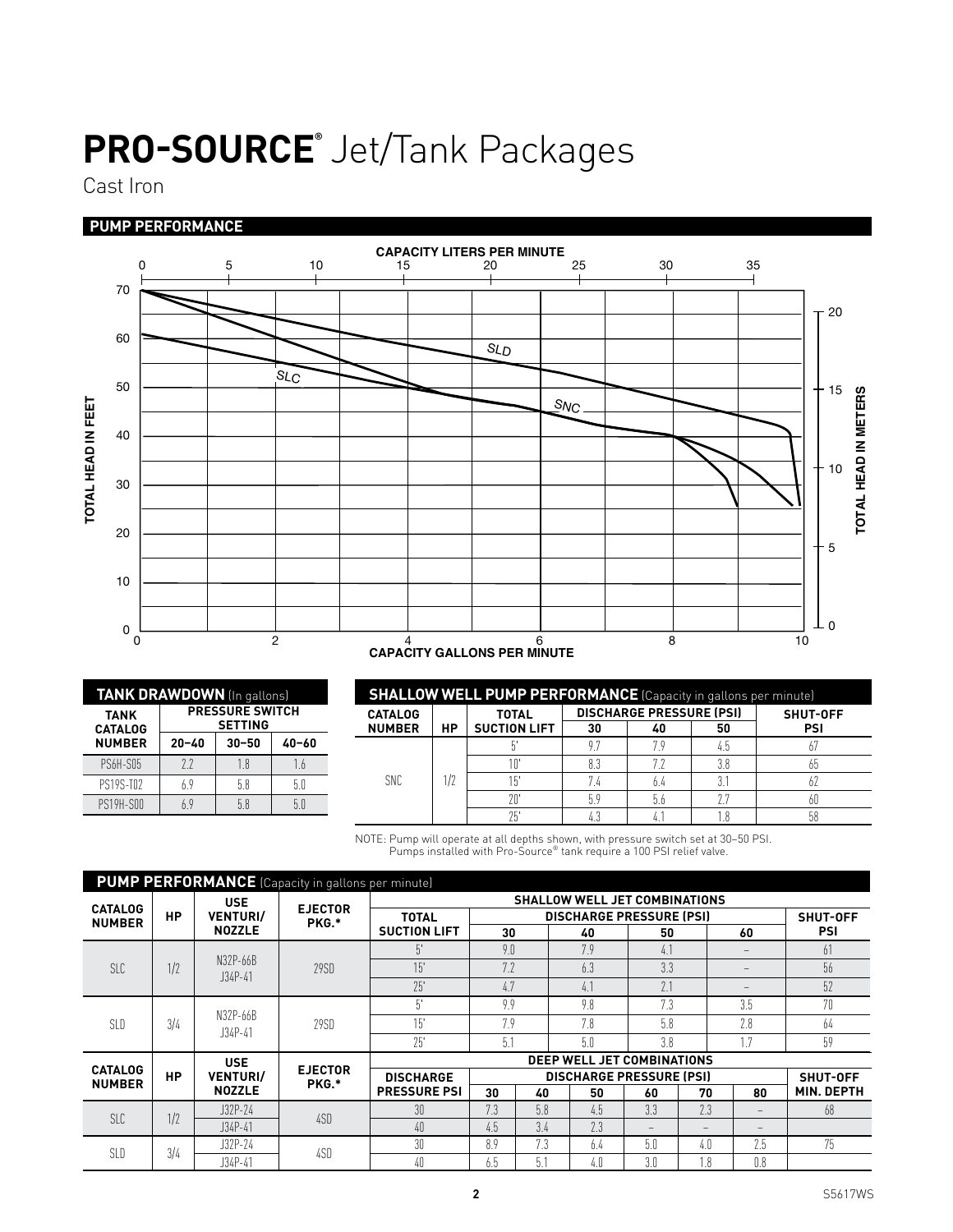# PRO-SOURCE® Jet/Tank Packages

Cast Iron

## PUMP PERFORMANCE

### TANK DRAWDOWN (In gallons)

| TANK CATALOG NUMBER | PRESSURE SWITCH SETTING | | |
|---|---|---|---|
| | 20–40 | 30–50 | 40–60 |
| PS6H-S05 | 2.2 | 1.8 | 1.6 |
| PS19S-T02 | 6.9 | 5.8 | 5.0 |
| PS19H-S00 | 6.9 | 5.8 | 5.0 |

### SHALLOW WELL PUMP PERFORMANCE (Capacity in gallons per minute)

| CATALOG NUMBER | HP | TOTAL SUCTION LIFT | DISCHARGE PRESSURE (PSI) | | | SHUT-OFF PSI |
|---|---|---|---|---|---|---|
| | | | 30 | 40 | 50 | |
| SNC | 1/2 | 5' | 9.7 | 7.9 | 4.5 | 67 |
| | | 10' | 8.3 | 7.2 | 3.8 | 65 |
| | | 15' | 7.4 | 6.4 | 3.1 | 62 |
| | | 20' | 5.9 | 5.6 | 2.7 | 60 |
| | | 25' | 4.3 | 4.1 | 1.8 | 58 |

NOTE: Pump will operate at all depths shown, with pressure switch set at 30–50 PSI.
Pumps installed with Pro-Source® tank require a 100 PSI relief valve.

### PUMP PERFORMANCE (Capacity in gallons per minute)

| CATALOG NUMBER | HP | USE VENTURI/ NOZZLE | EJECTOR PKG.* | SHALLOW WELL JET COMBINATIONS | | | | | |
|---|---|---|---|---|---|---|---|---|---|
| | | | | TOTAL SUCTION LIFT | DISCHARGE PRESSURE (PSI) | | | | SHUT-OFF PSI |
| | | | | | 30 | 40 | 50 | 60 | |
| SLC | 1/2 | N32P-66B J34P-41 | 29SD | 5' | 9.0 | 7.9 | 4.1 | – | 61 |
| | | | | 15' | 7.2 | 6.3 | 3.3 | – | 56 |
| | | | | 25' | 4.7 | 4.1 | 2.1 | – | 52 |
| SLD | 3/4 | N32P-66B J34P-41 | 29SD | 5' | 9.9 | 9.8 | 7.3 | 3.5 | 70 |
| | | | | 15' | 7.9 | 7.8 | 5.8 | 2.8 | 64 |
| | | | | 25' | 5.1 | 5.0 | 3.8 | 1.7 | 59 |

| CATALOG NUMBER | HP | USE VENTURI/ NOZZLE | EJECTOR PKG.* | DEEP WELL JET COMBINATIONS | | | | | | | |
|---|---|---|---|---|---|---|---|---|---|---|---|
| | | | | DISCHARGE PRESSURE PSI | DISCHARGE PRESSURE (PSI) | | | | | | SHUT-OFF MIN. DEPTH |
| | | | | | 30 | 40 | 50 | 60 | 70 | 80 | |
| SLC | 1/2 | J32P-24 | 4SD | 30 | 7.3 | 5.8 | 4.5 | 3.3 | 2.3 | – | 68 |
| | | J34P-41 | | 40 | 4.5 | 3.4 | 2.3 | – | – | – | |
| SLD | 3/4 | J32P-24 | 4SD | 30 | 8.9 | 7.3 | 6.4 | 5.0 | 4.0 | 2.5 | 75 |
| | | J34P-41 | | 40 | 6.5 | 5.1 | 4.0 | 3.0 | 1.8 | 0.8 | |

S5617WS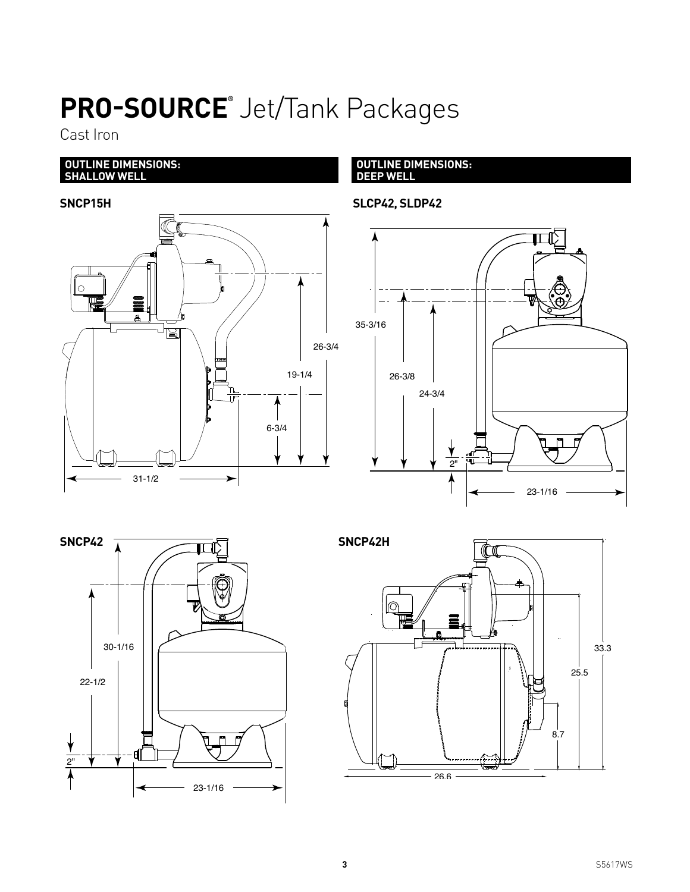# **PRO-SOURCE**® Jet/Tank Packages

Cast Iron

## OUTLINE DIMENSIONS: SHALLOW WELL

### SNCP15H

26-3/4

19-1/4

6-3/4

31-1/2

## OUTLINE DIMENSIONS: DEEP WELL

### SLCP42, SLDP42

35-3/16

26-3/8

24-3/4

2"

23-1/16

### SNCP42

30-1/16

22-1/2

2"

23-1/16

### SNCP42H

33.3

25.5

8.7

26.6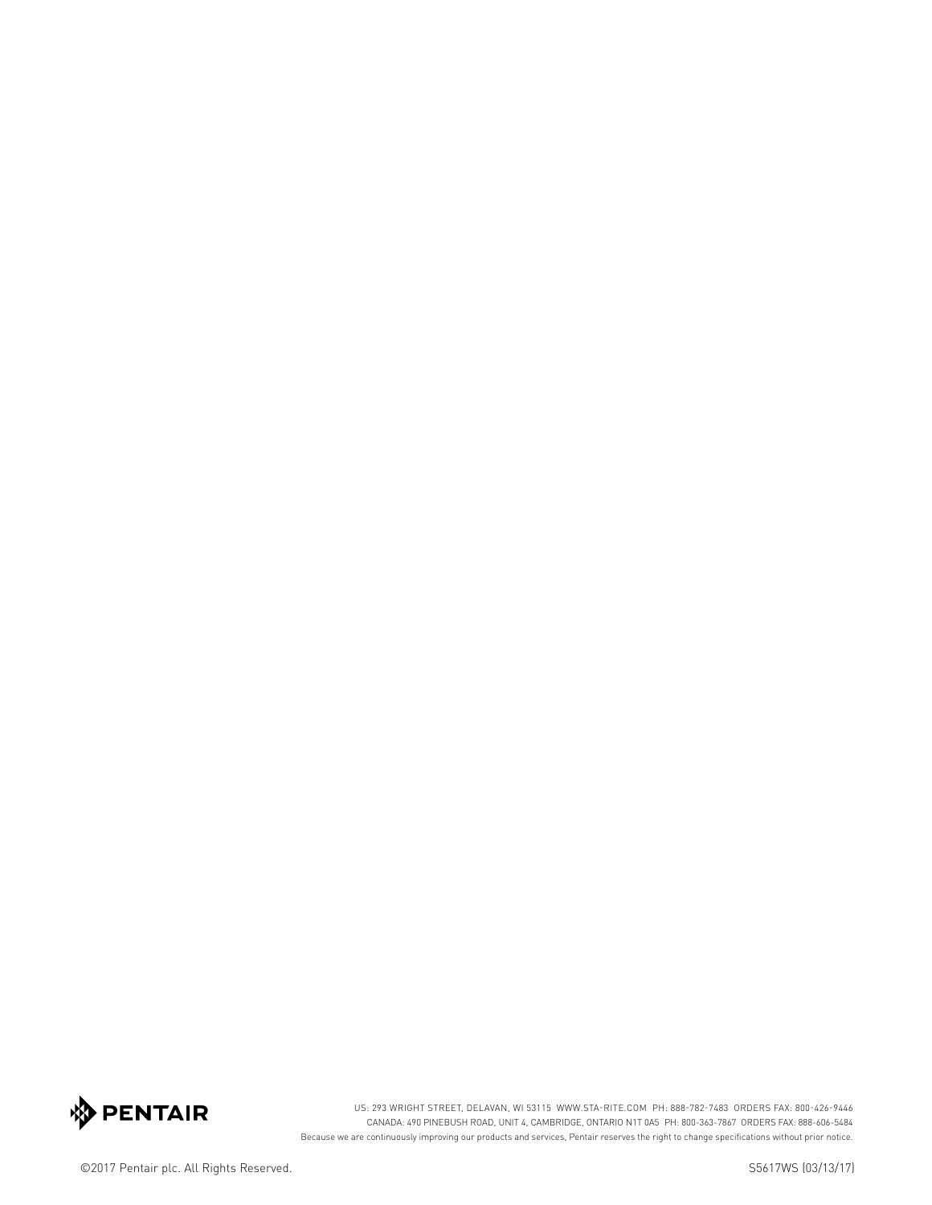PENTAIR

US: 293 WRIGHT STREET, DELAVAN, WI 53115 WWW.STA-RITE.COM PH: 888-782-7483 ORDERS FAX: 800-426-9446
CANADA: 490 PINEBUSH ROAD, UNIT 4, CAMBRIDGE, ONTARIO N1T 0A5 PH: 800-363-7867 ORDERS FAX: 888-606-5484
Because we are continuously improving our products and services, Pentair reserves the right to change specifications without prior notice.

©2017 Pentair plc. All Rights Reserved.

S5617WS (03/13/17)